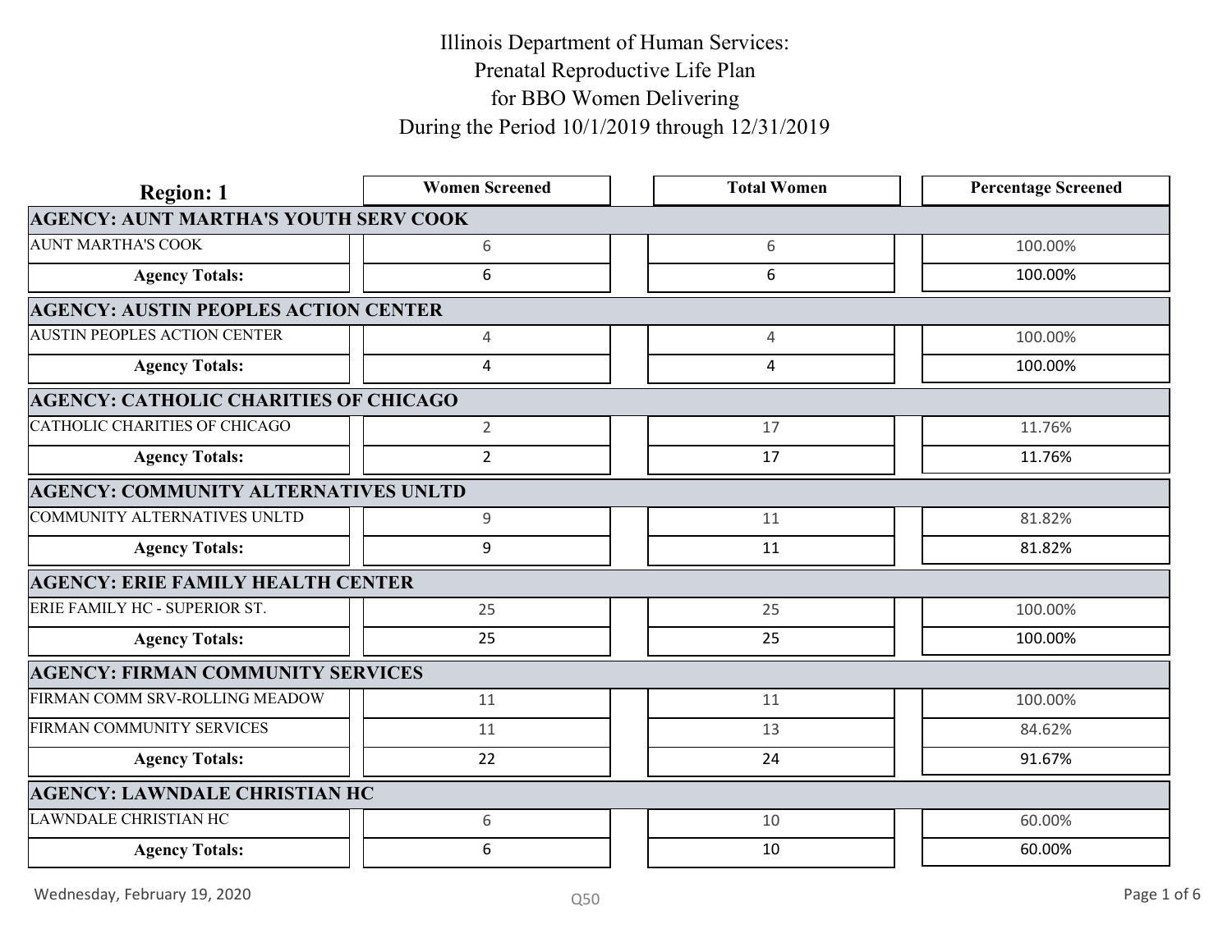# Illinois Department of Human Services:
# Prenatal Reproductive Life Plan
# for BBO Women Delivering
# During the Period 10/1/2019 through 12/31/2019

| Region: 1 | Women Screened | Total Women | Percentage Screened |
|---|---|---|---|
| **AGENCY: AUNT MARTHA'S YOUTH SERV COOK** | | | |
| AUNT MARTHA'S COOK | 6 | 6 | 100.00% |
| **Agency Totals:** | 6 | 6 | 100.00% |
| **AGENCY: AUSTIN PEOPLES ACTION CENTER** | | | |
| AUSTIN PEOPLES ACTION CENTER | 4 | 4 | 100.00% |
| **Agency Totals:** | 4 | 4 | 100.00% |
| **AGENCY: CATHOLIC CHARITIES OF CHICAGO** | | | |
| CATHOLIC CHARITIES OF CHICAGO | 2 | 17 | 11.76% |
| **Agency Totals:** | 2 | 17 | 11.76% |
| **AGENCY: COMMUNITY ALTERNATIVES UNLTD** | | | |
| COMMUNITY ALTERNATIVES UNLTD | 9 | 11 | 81.82% |
| **Agency Totals:** | 9 | 11 | 81.82% |
| **AGENCY: ERIE FAMILY HEALTH CENTER** | | | |
| ERIE FAMILY HC - SUPERIOR ST. | 25 | 25 | 100.00% |
| **Agency Totals:** | 25 | 25 | 100.00% |
| **AGENCY: FIRMAN COMMUNITY SERVICES** | | | |
| FIRMAN COMM SRV-ROLLING MEADOW | 11 | 11 | 100.00% |
| FIRMAN COMMUNITY SERVICES | 11 | 13 | 84.62% |
| **Agency Totals:** | 22 | 24 | 91.67% |
| **AGENCY: LAWNDALE CHRISTIAN HC** | | | |
| LAWNDALE CHRISTIAN HC | 6 | 10 | 60.00% |
| **Agency Totals:** | 6 | 10 | 60.00% |

Wednesday, February 19, 2020

Q50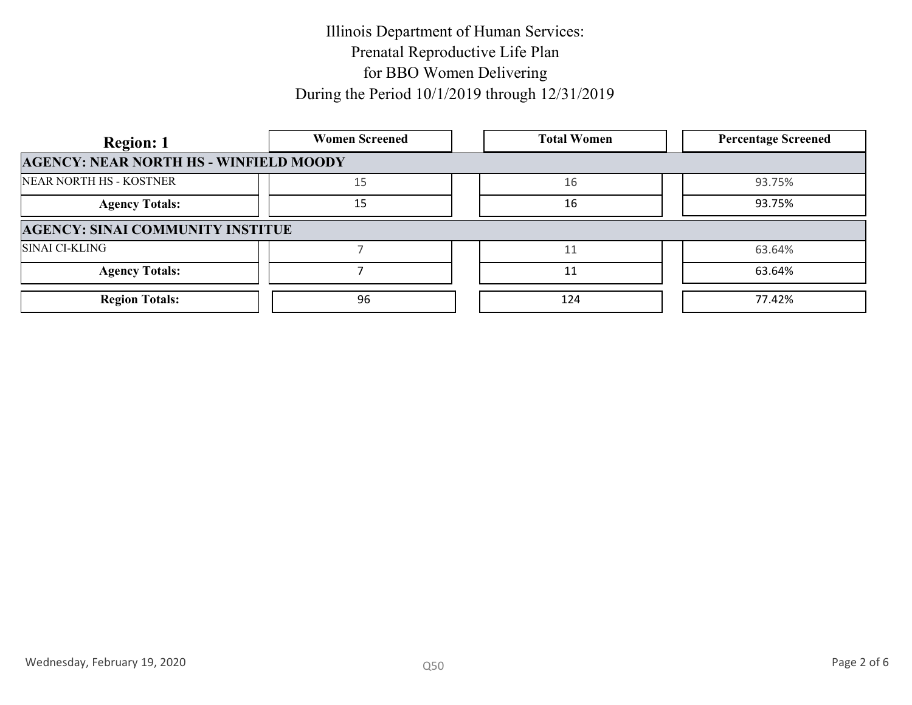# Illinois Department of Human Services:
# Prenatal Reproductive Life Plan
# for BBO Women Delivering
# During the Period 10/1/2019 through 12/31/2019

| Region: 1 | Women Screened | Total Women | Percentage Screened |
|---|---|---|---|
| **AGENCY: NEAR NORTH HS - WINFIELD MOODY** | | | |
| NEAR NORTH HS - KOSTNER | 15 | 16 | 93.75% |
| **Agency Totals:** | 15 | 16 | 93.75% |
| **AGENCY: SINAI COMMUNITY INSTITUE** | | | |
| SINAI CI-KLING | 7 | 11 | 63.64% |
| **Agency Totals:** | 7 | 11 | 63.64% |
| **Region Totals:** | 96 | 124 | 77.42% |

Wednesday, February 19, 2020

Q50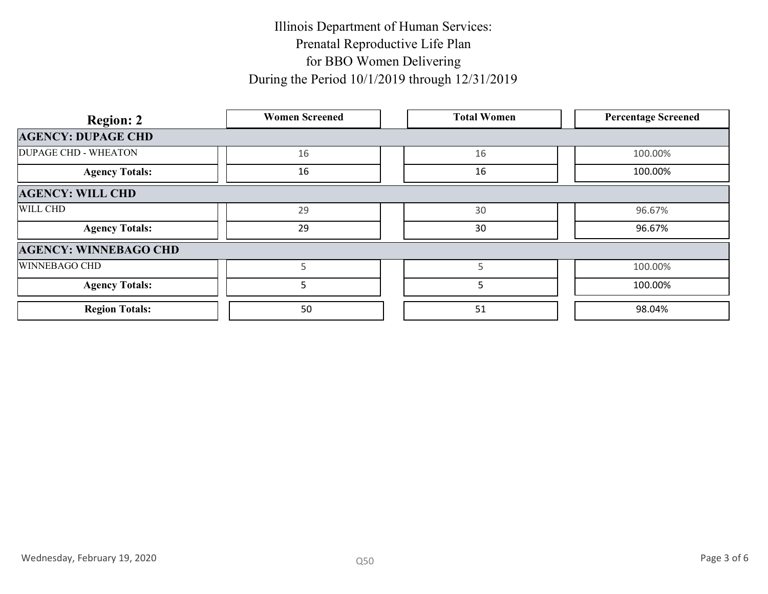# Illinois Department of Human Services:
# Prenatal Reproductive Life Plan
# for BBO Women Delivering
# During the Period 10/1/2019 through 12/31/2019

| Region: 2 | Women Screened | Total Women | Percentage Screened |
|---|---|---|---|
| **AGENCY: DUPAGE CHD** | | | |
| DUPAGE CHD - WHEATON | 16 | 16 | 100.00% |
| **Agency Totals:** | 16 | 16 | 100.00% |
| **AGENCY: WILL CHD** | | | |
| WILL CHD | 29 | 30 | 96.67% |
| **Agency Totals:** | 29 | 30 | 96.67% |
| **AGENCY: WINNEBAGO CHD** | | | |
| WINNEBAGO CHD | 5 | 5 | 100.00% |
| **Agency Totals:** | 5 | 5 | 100.00% |
| **Region Totals:** | 50 | 51 | 98.04% |

Wednesday, February 19, 2020

Q50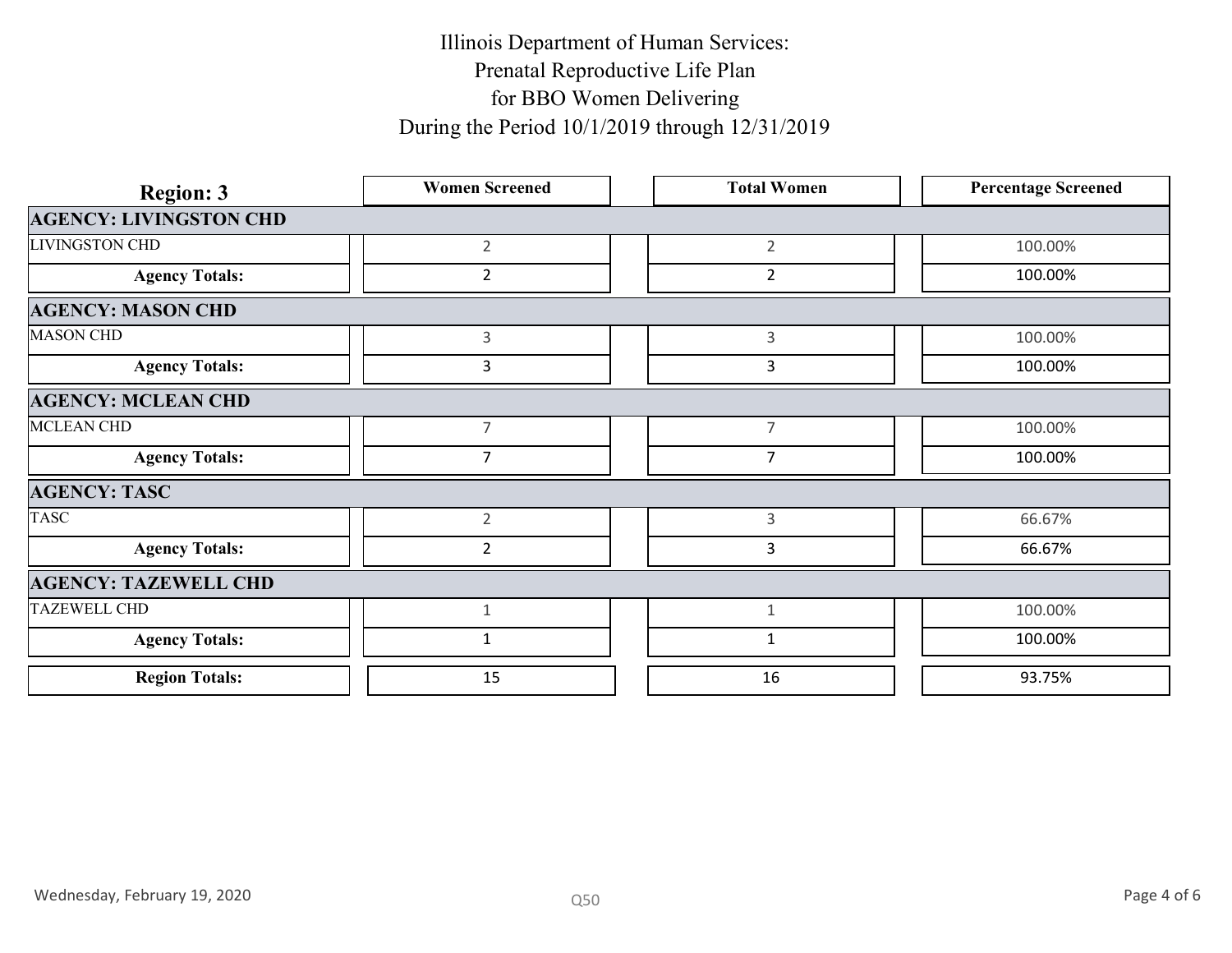# Illinois Department of Human Services:
# Prenatal Reproductive Life Plan
# for BBO Women Delivering
# During the Period 10/1/2019 through 12/31/2019

| Region: 3 | Women Screened | Total Women | Percentage Screened |
|---|---|---|---|
| **AGENCY: LIVINGSTON CHD** | | | |
| LIVINGSTON CHD | 2 | 2 | 100.00% |
| **Agency Totals:** | 2 | 2 | 100.00% |
| **AGENCY: MASON CHD** | | | |
| MASON CHD | 3 | 3 | 100.00% |
| **Agency Totals:** | 3 | 3 | 100.00% |
| **AGENCY: MCLEAN CHD** | | | |
| MCLEAN CHD | 7 | 7 | 100.00% |
| **Agency Totals:** | 7 | 7 | 100.00% |
| **AGENCY: TASC** | | | |
| TASC | 2 | 3 | 66.67% |
| **Agency Totals:** | 2 | 3 | 66.67% |
| **AGENCY: TAZEWELL CHD** | | | |
| TAZEWELL CHD | 1 | 1 | 100.00% |
| **Agency Totals:** | 1 | 1 | 100.00% |
| **Region Totals:** | 15 | 16 | 93.75% |

Wednesday, February 19, 2020

Q50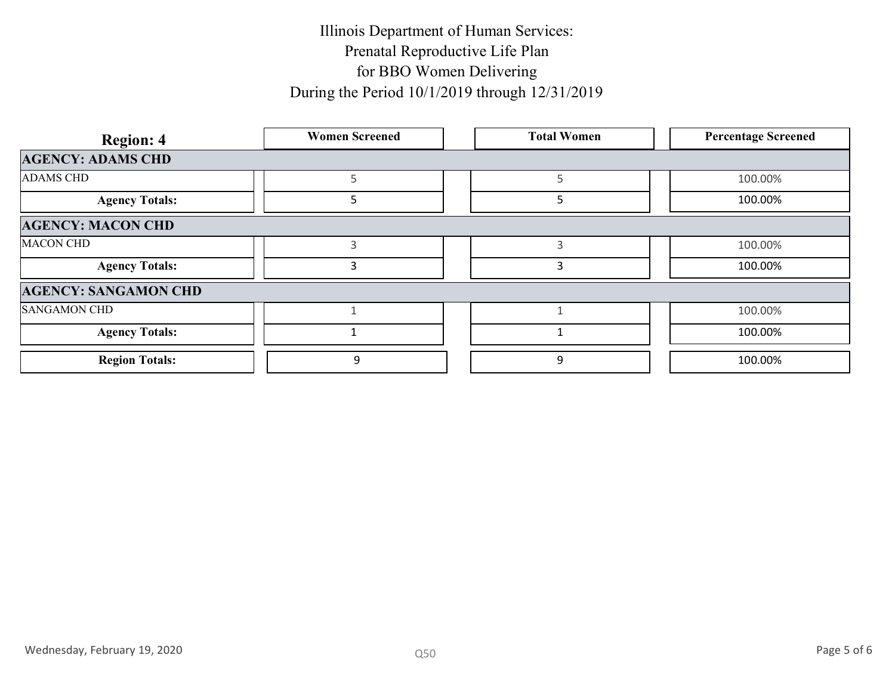# Illinois Department of Human Services:
# Prenatal Reproductive Life Plan
# for BBO Women Delivering
# During the Period 10/1/2019 through 12/31/2019

| Region: 4 | Women Screened | Total Women | Percentage Screened |
|---|---|---|---|
| **AGENCY: ADAMS CHD** | | | |
| ADAMS CHD | 5 | 5 | 100.00% |
| **Agency Totals:** | 5 | 5 | 100.00% |
| **AGENCY: MACON CHD** | | | |
| MACON CHD | 3 | 3 | 100.00% |
| **Agency Totals:** | 3 | 3 | 100.00% |
| **AGENCY: SANGAMON CHD** | | | |
| SANGAMON CHD | 1 | 1 | 100.00% |
| **Agency Totals:** | 1 | 1 | 100.00% |
| **Region Totals:** | 9 | 9 | 100.00% |

Wednesday, February 19, 2020

Q50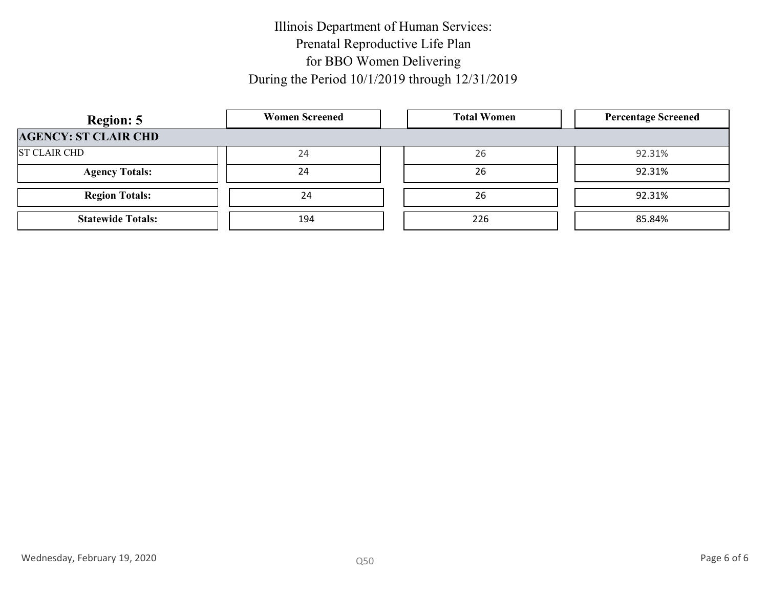# Illinois Department of Human Services:
# Prenatal Reproductive Life Plan
# for BBO Women Delivering
# During the Period 10/1/2019 through 12/31/2019

| Region: 5 | Women Screened | Total Women | Percentage Screened |
|---|---|---|---|
| **AGENCY: ST CLAIR CHD** | | | |
| ST CLAIR CHD | 24 | 26 | 92.31% |
| **Agency Totals:** | 24 | 26 | 92.31% |
| **Region Totals:** | 24 | 26 | 92.31% |
| **Statewide Totals:** | 194 | 226 | 85.84% |

Wednesday, February 19, 2020

Q50